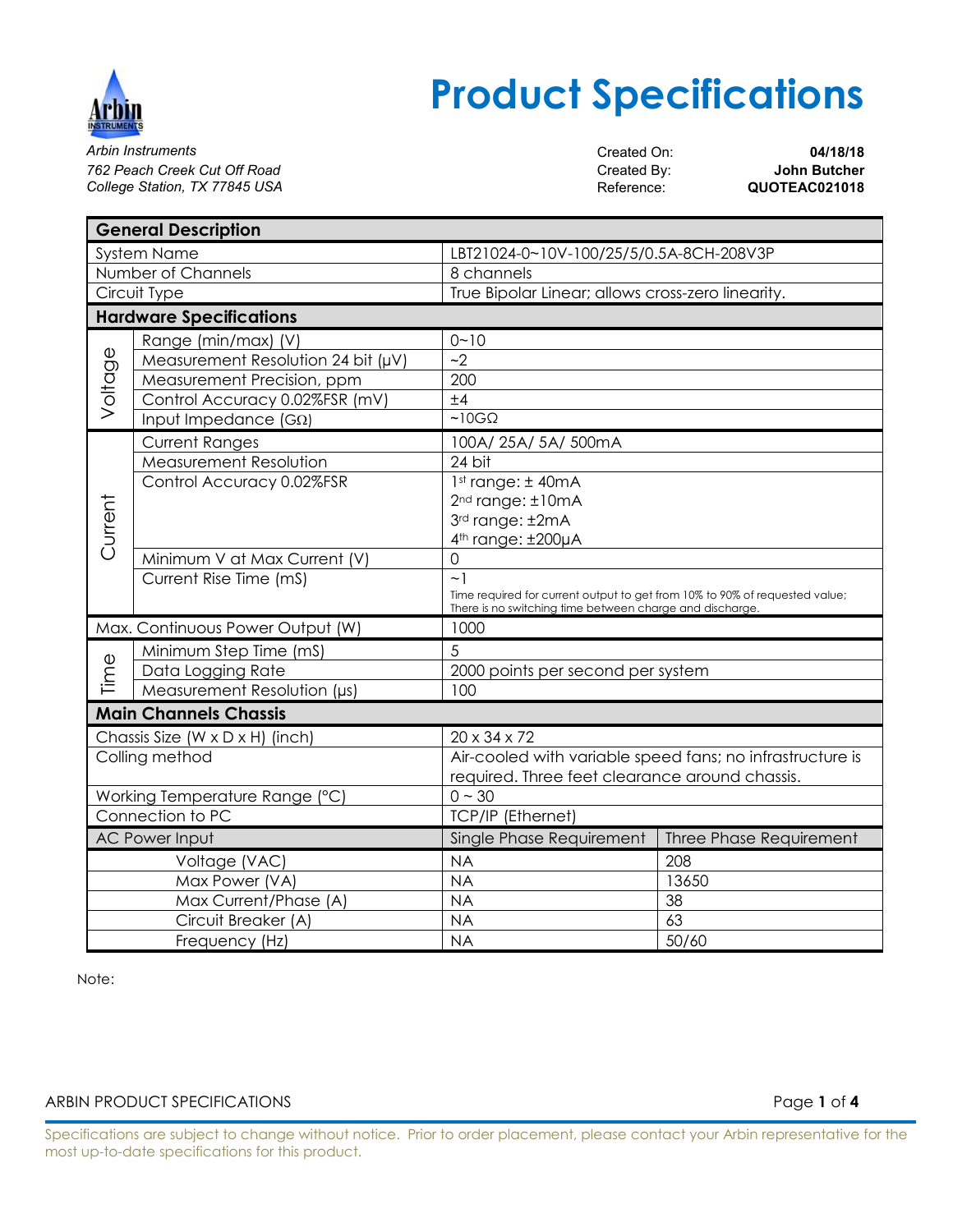# Product Specifications

*Arbin Instruments*
*762 Peach Creek Cut Off Road*
*College Station, TX 77845 USA*

| | |
|---|---|
| Created On: | **04/18/18** |
| Created By: | **John Butcher** |
| Reference: | **QUOTEAC021018** |

| | | | |
|---|---|---|---|
| **General Description** | | | |
| System Name | | LBT21024-0~10V-100/25/5/0.5A-8CH-208V3P | |
| Number of Channels | | 8 channels | |
| Circuit Type | | True Bipolar Linear; allows cross-zero linearity. | |
| **Hardware Specifications** | | | |
| Voltage | Range (min/max) (V) | 0~10 | |
| | Measurement Resolution 24 bit (μV) | ~2 | |
| | Measurement Precision, ppm | 200 | |
| | Control Accuracy 0.02%FSR (mV) | ±4 | |
| | Input Impedance (GΩ) | ~10GΩ | |
| Current | Current Ranges | 100A/ 25A/ 5A/ 500mA | |
| | Measurement Resolution | 24 bit | |
| | Control Accuracy 0.02%FSR | 1st range: ± 40mA<br>2nd range: ±10mA<br>3rd range: ±2mA<br>4th range: ±200μA | |
| | Minimum V at Max Current (V) | 0 | |
| | Current Rise Time (mS) | ~1<br>Time required for current output to get from 10% to 90% of requested value; There is no switching time between charge and discharge. | |
| Max. Continuous Power Output (W) | | 1000 | |
| Time | Minimum Step Time (mS) | 5 | |
| | Data Logging Rate | 2000 points per second per system | |
| | Measurement Resolution (μs) | 100 | |
| **Main Channels Chassis** | | | |
| Chassis Size (W x D x H) (inch) | | 20 x 34 x 72 | |
| Colling method | | Air-cooled with variable speed fans; no infrastructure is required. Three feet clearance around chassis. | |
| Working Temperature Range (°C) | | 0 ~ 30 | |
| Connection to PC | | TCP/IP (Ethernet) | |
| AC Power Input | | Single Phase Requirement | Three Phase Requirement |
| Voltage (VAC) | | NA | 208 |
| Max Power (VA) | | NA | 13650 |
| Max Current/Phase (A) | | NA | 38 |
| Circuit Breaker (A) | | NA | 63 |
| Frequency (Hz) | | NA | 50/60 |

Note:

Specifications are subject to change without notice. Prior to order placement, please contact your Arbin representative for the most up-to-date specifications for this product.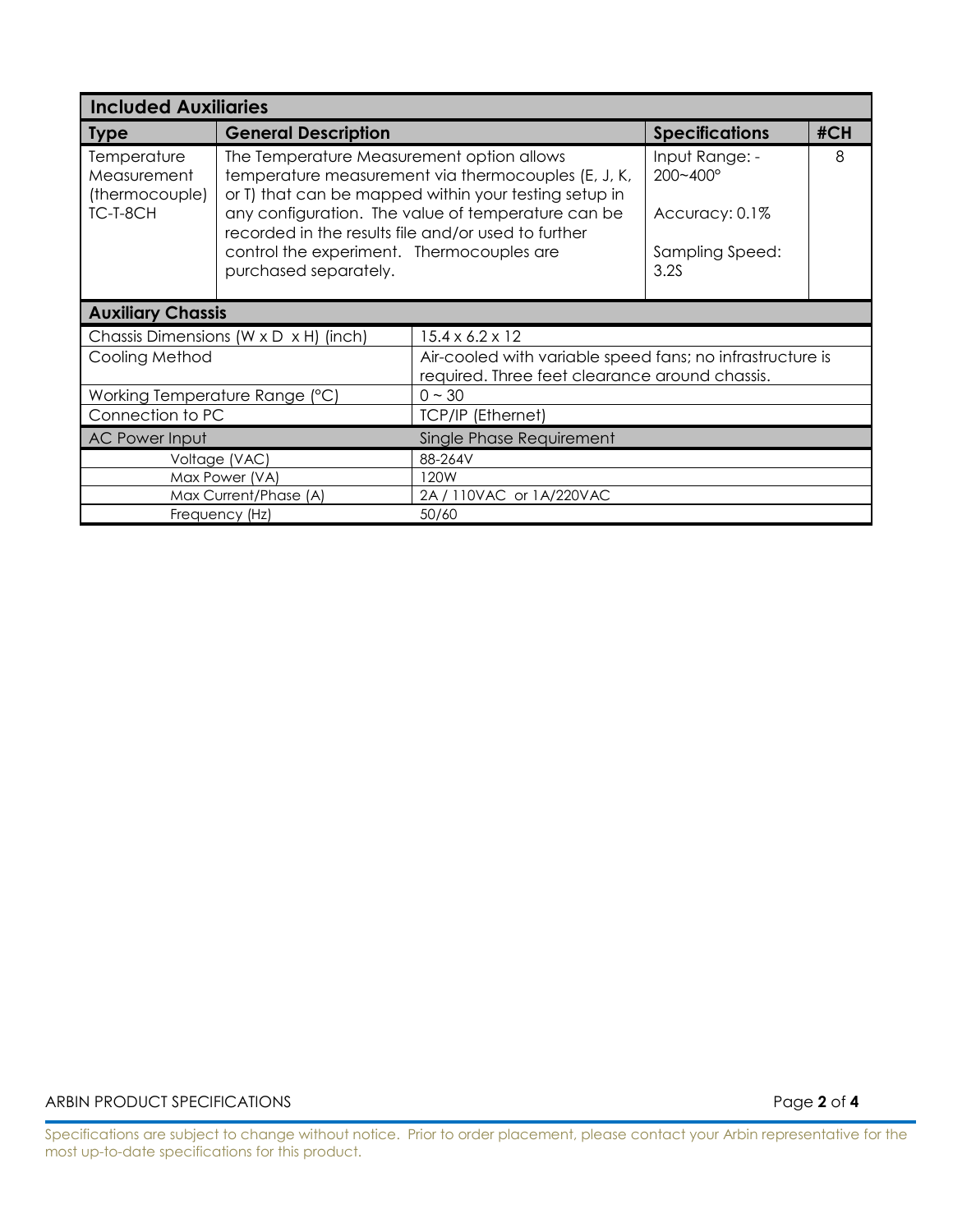| Included Auxiliaries | | | |
|---|---|---|---|
| **Type** | **General Description** | **Specifications** | **#CH** |
| Temperature Measurement (thermocouple) TC-T-8CH | The Temperature Measurement option allows temperature measurement via thermocouples (E, J, K, or T) that can be mapped within your testing setup in any configuration. The value of temperature can be recorded in the results file and/or used to further control the experiment. Thermocouples are purchased separately. | Input Range: -200~400°<br>Accuracy: 0.1%<br>Sampling Speed: 3.2S | 8 |

| Auxiliary Chassis | |
|---|---|
| Chassis Dimensions (W x D x H) (inch) | 15.4 x 6.2 x 12 |
| Cooling Method | Air-cooled with variable speed fans; no infrastructure is required. Three feet clearance around chassis. |
| Working Temperature Range (°C) | 0 ~ 30 |
| Connection to PC | TCP/IP (Ethernet) |
| AC Power Input | Single Phase Requirement |
| Voltage (VAC) | 88-264V |
| Max Power (VA) | 120W |
| Max Current/Phase (A) | 2A / 110VAC or 1A/220VAC |
| Frequency (Hz) | 50/60 |

Specifications are subject to change without notice. Prior to order placement, please contact your Arbin representative for the most up-to-date specifications for this product.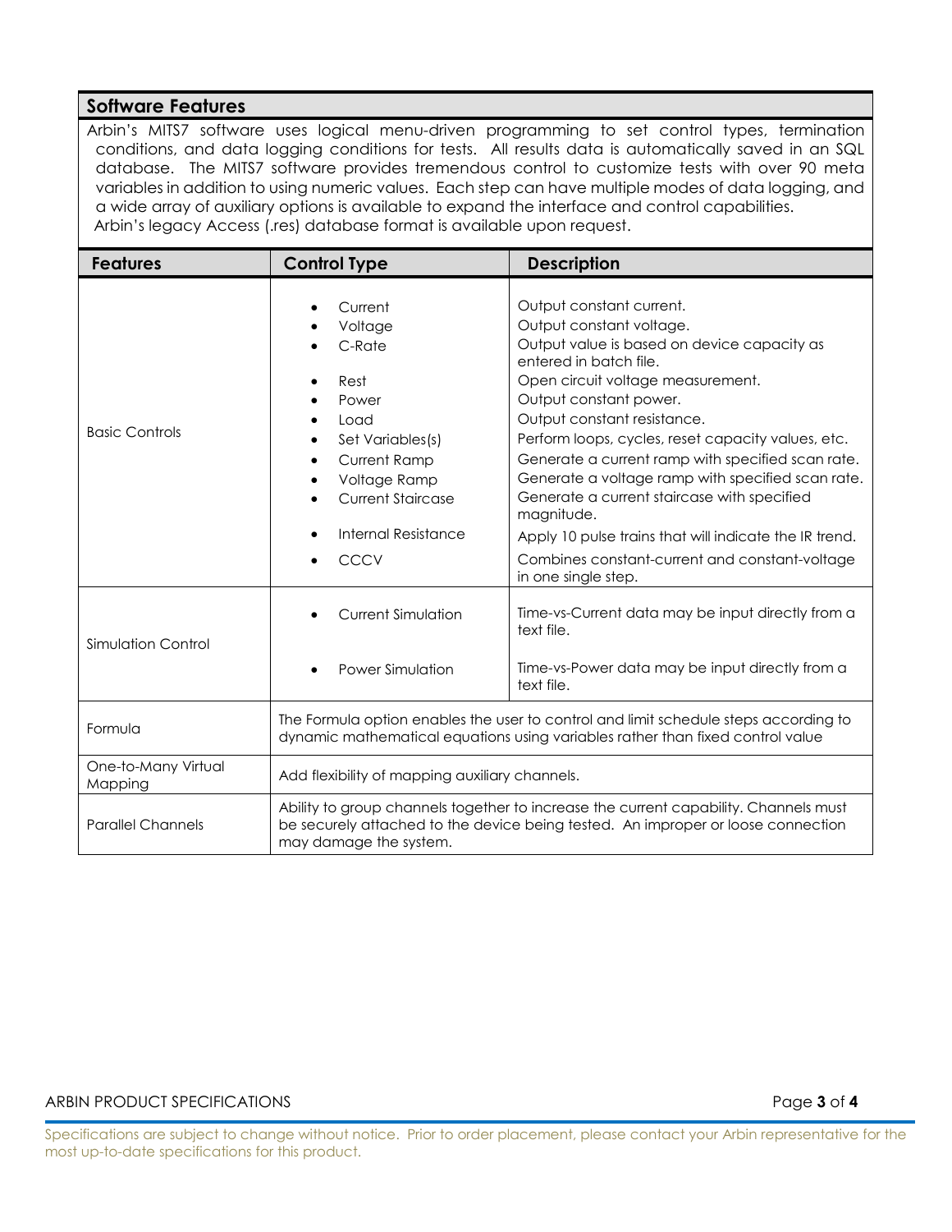## Software Features

Arbin's MITS7 software uses logical menu-driven programming to set control types, termination conditions, and data logging conditions for tests. All results data is automatically saved in an SQL database. The MITS7 software provides tremendous control to customize tests with over 90 meta variables in addition to using numeric values. Each step can have multiple modes of data logging, and a wide array of auxiliary options is available to expand the interface and control capabilities. Arbin's legacy Access (.res) database format is available upon request.

| Features | Control Type | Description |
|---|---|---|
| Basic Controls | Current | Output constant current. |
| | Voltage | Output constant voltage. |
| | C-Rate | Output value is based on device capacity as entered in batch file. |
| | Rest | Open circuit voltage measurement. |
| | Power | Output constant power. |
| | Load | Output constant resistance. |
| | Set Variables(s) | Perform loops, cycles, reset capacity values, etc. |
| | Current Ramp | Generate a current ramp with specified scan rate. |
| | Voltage Ramp | Generate a voltage ramp with specified scan rate. |
| | Current Staircase | Generate a current staircase with specified magnitude. |
| | Internal Resistance | Apply 10 pulse trains that will indicate the IR trend. |
| | CCCV | Combines constant-current and constant-voltage in one single step. |
| Simulation Control | Current Simulation | Time-vs-Current data may be input directly from a text file. |
| | Power Simulation | Time-vs-Power data may be input directly from a text file. |
| Formula | The Formula option enables the user to control and limit schedule steps according to dynamic mathematical equations using variables rather than fixed control value | |
| One-to-Many Virtual Mapping | Add flexibility of mapping auxiliary channels. | |
| Parallel Channels | Ability to group channels together to increase the current capability. Channels must be securely attached to the device being tested. An improper or loose connection may damage the system. | |

Specifications are subject to change without notice. Prior to order placement, please contact your Arbin representative for the most up-to-date specifications for this product.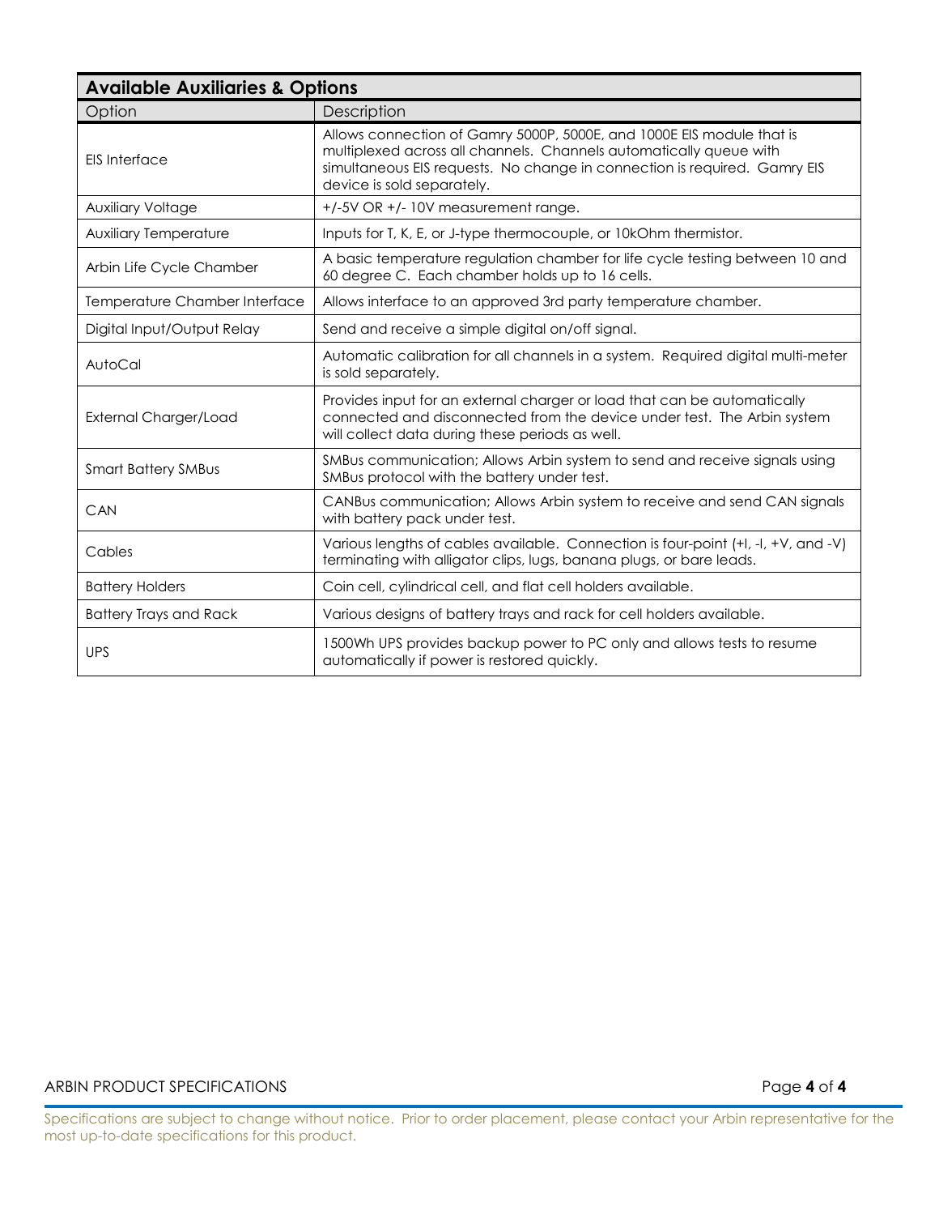| Available Auxiliaries & Options | |
|---|---|
| Option | Description |
| EIS Interface | Allows connection of Gamry 5000P, 5000E, and 1000E EIS module that is multiplexed across all channels. Channels automatically queue with simultaneous EIS requests. No change in connection is required. Gamry EIS device is sold separately. |
| Auxiliary Voltage | +/-5V OR +/- 10V measurement range. |
| Auxiliary Temperature | Inputs for T, K, E, or J-type thermocouple, or 10kOhm thermistor. |
| Arbin Life Cycle Chamber | A basic temperature regulation chamber for life cycle testing between 10 and 60 degree C. Each chamber holds up to 16 cells. |
| Temperature Chamber Interface | Allows interface to an approved 3rd party temperature chamber. |
| Digital Input/Output Relay | Send and receive a simple digital on/off signal. |
| AutoCal | Automatic calibration for all channels in a system. Required digital multi-meter is sold separately. |
| External Charger/Load | Provides input for an external charger or load that can be automatically connected and disconnected from the device under test. The Arbin system will collect data during these periods as well. |
| Smart Battery SMBus | SMBus communication; Allows Arbin system to send and receive signals using SMBus protocol with the battery under test. |
| CAN | CANBus communication; Allows Arbin system to receive and send CAN signals with battery pack under test. |
| Cables | Various lengths of cables available. Connection is four-point (+I, -I, +V, and -V) terminating with alligator clips, lugs, banana plugs, or bare leads. |
| Battery Holders | Coin cell, cylindrical cell, and flat cell holders available. |
| Battery Trays and Rack | Various designs of battery trays and rack for cell holders available. |
| UPS | 1500Wh UPS provides backup power to PC only and allows tests to resume automatically if power is restored quickly. |